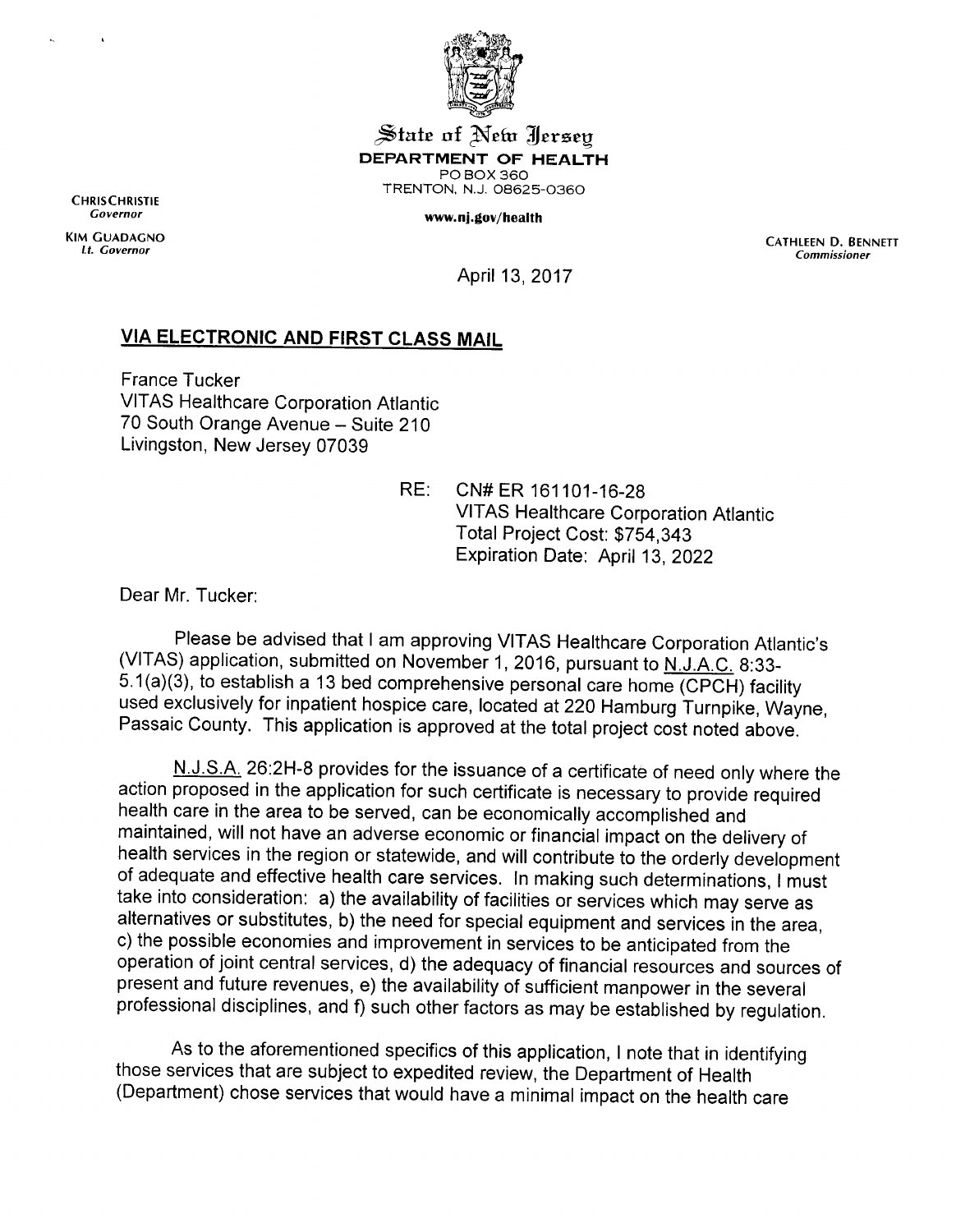# State of New Jersey
**DEPARTMENT OF HEALTH**
PO BOX 360
TRENTON, N.J. 08625-0360

**www.nj.gov/health**

CHRIS CHRISTIE
*Governor*

KIM GUADAGNO
*Lt. Governor*

CATHLEEN D. BENNETT
*Commissioner*

April 13, 2017

**VIA ELECTRONIC AND FIRST CLASS MAIL**

France Tucker
VITAS Healthcare Corporation Atlantic
70 South Orange Avenue – Suite 210
Livingston, New Jersey 07039

RE: CN# ER 161101-16-28
VITAS Healthcare Corporation Atlantic
Total Project Cost: $754,343
Expiration Date: April 13, 2022

Dear Mr. Tucker:

Please be advised that I am approving VITAS Healthcare Corporation Atlantic's (VITAS) application, submitted on November 1, 2016, pursuant to N.J.A.C. 8:33-5.1(a)(3), to establish a 13 bed comprehensive personal care home (CPCH) facility used exclusively for inpatient hospice care, located at 220 Hamburg Turnpike, Wayne, Passaic County. This application is approved at the total project cost noted above.

N.J.S.A. 26:2H-8 provides for the issuance of a certificate of need only where the action proposed in the application for such certificate is necessary to provide required health care in the area to be served, can be economically accomplished and maintained, will not have an adverse economic or financial impact on the delivery of health services in the region or statewide, and will contribute to the orderly development of adequate and effective health care services. In making such determinations, I must take into consideration: a) the availability of facilities or services which may serve as alternatives or substitutes, b) the need for special equipment and services in the area, c) the possible economies and improvement in services to be anticipated from the operation of joint central services, d) the adequacy of financial resources and sources of present and future revenues, e) the availability of sufficient manpower in the several professional disciplines, and f) such other factors as may be established by regulation.

As to the aforementioned specifics of this application, I note that in identifying those services that are subject to expedited review, the Department of Health (Department) chose services that would have a minimal impact on the health care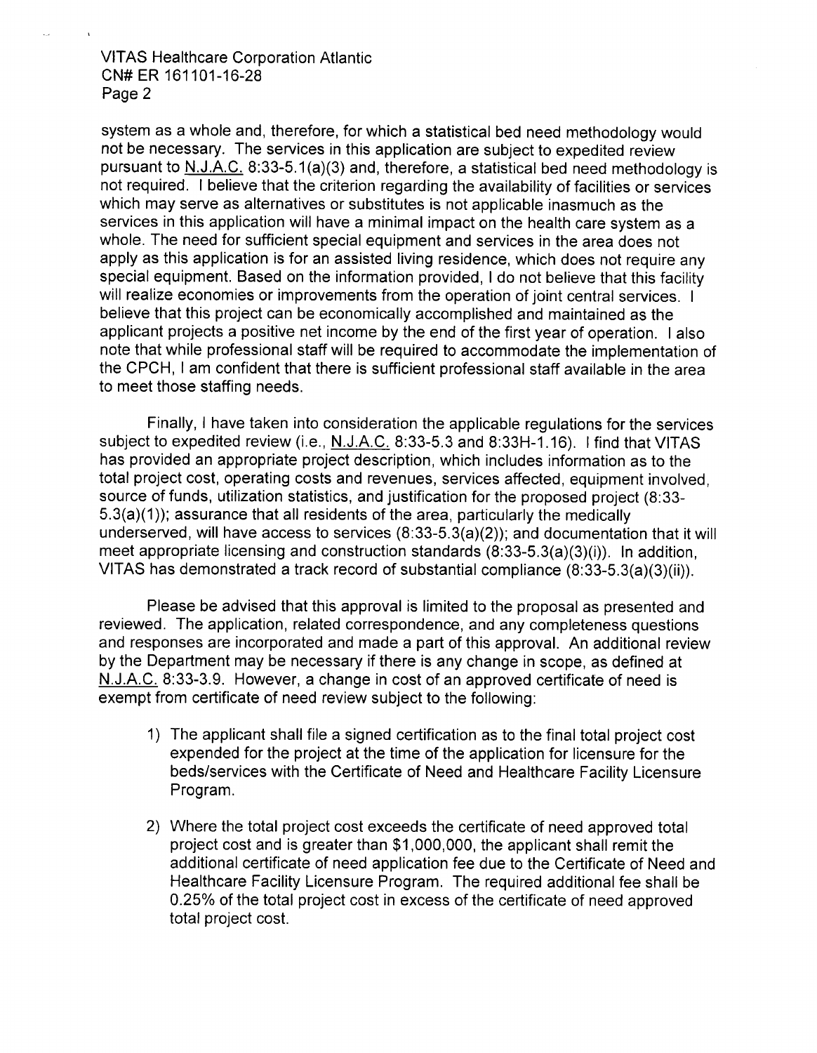system as a whole and, therefore, for which a statistical bed need methodology would not be necessary. The services in this application are subject to expedited review pursuant to N.J.A.C. 8:33-5.1(a)(3) and, therefore, a statistical bed need methodology is not required. I believe that the criterion regarding the availability of facilities or services which may serve as alternatives or substitutes is not applicable inasmuch as the services in this application will have a minimal impact on the health care system as a whole. The need for sufficient special equipment and services in the area does not apply as this application is for an assisted living residence, which does not require any special equipment. Based on the information provided, I do not believe that this facility will realize economies or improvements from the operation of joint central services. I believe that this project can be economically accomplished and maintained as the applicant projects a positive net income by the end of the first year of operation. I also note that while professional staff will be required to accommodate the implementation of the CPCH, I am confident that there is sufficient professional staff available in the area to meet those staffing needs.

Finally, I have taken into consideration the applicable regulations for the services subject to expedited review (i.e., N.J.A.C. 8:33-5.3 and 8:33H-1.16). I find that VITAS has provided an appropriate project description, which includes information as to the total project cost, operating costs and revenues, services affected, equipment involved, source of funds, utilization statistics, and justification for the proposed project (8:33-5.3(a)(1)); assurance that all residents of the area, particularly the medically underserved, will have access to services (8:33-5.3(a)(2)); and documentation that it will meet appropriate licensing and construction standards (8:33-5.3(a)(3)(i)). In addition, VITAS has demonstrated a track record of substantial compliance (8:33-5.3(a)(3)(ii)).

Please be advised that this approval is limited to the proposal as presented and reviewed. The application, related correspondence, and any completeness questions and responses are incorporated and made a part of this approval. An additional review by the Department may be necessary if there is any change in scope, as defined at N.J.A.C. 8:33-3.9. However, a change in cost of an approved certificate of need is exempt from certificate of need review subject to the following:

1) The applicant shall file a signed certification as to the final total project cost expended for the project at the time of the application for licensure for the beds/services with the Certificate of Need and Healthcare Facility Licensure Program.

2) Where the total project cost exceeds the certificate of need approved total project cost and is greater than $1,000,000, the applicant shall remit the additional certificate of need application fee due to the Certificate of Need and Healthcare Facility Licensure Program. The required additional fee shall be 0.25% of the total project cost in excess of the certificate of need approved total project cost.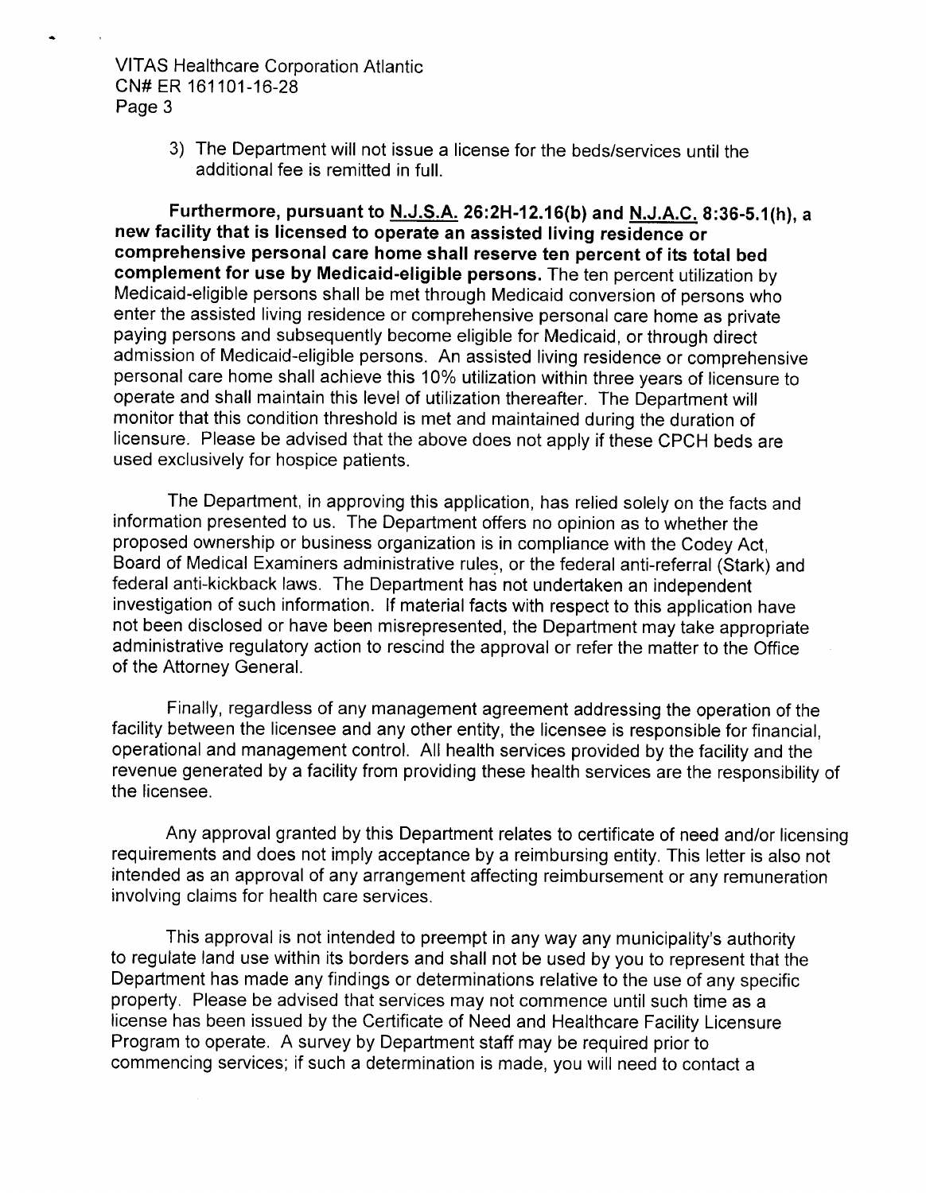3) The Department will not issue a license for the beds/services until the additional fee is remitted in full.

**Furthermore, pursuant to N.J.S.A. 26:2H-12.16(b) and N.J.A.C. 8:36-5.1(h), a new facility that is licensed to operate an assisted living residence or comprehensive personal care home shall reserve ten percent of its total bed complement for use by Medicaid-eligible persons.** The ten percent utilization by Medicaid-eligible persons shall be met through Medicaid conversion of persons who enter the assisted living residence or comprehensive personal care home as private paying persons and subsequently become eligible for Medicaid, or through direct admission of Medicaid-eligible persons. An assisted living residence or comprehensive personal care home shall achieve this 10% utilization within three years of licensure to operate and shall maintain this level of utilization thereafter. The Department will monitor that this condition threshold is met and maintained during the duration of licensure. Please be advised that the above does not apply if these CPCH beds are used exclusively for hospice patients.

The Department, in approving this application, has relied solely on the facts and information presented to us. The Department offers no opinion as to whether the proposed ownership or business organization is in compliance with the Codey Act, Board of Medical Examiners administrative rules, or the federal anti-referral (Stark) and federal anti-kickback laws. The Department has not undertaken an independent investigation of such information. If material facts with respect to this application have not been disclosed or have been misrepresented, the Department may take appropriate administrative regulatory action to rescind the approval or refer the matter to the Office of the Attorney General.

Finally, regardless of any management agreement addressing the operation of the facility between the licensee and any other entity, the licensee is responsible for financial, operational and management control. All health services provided by the facility and the revenue generated by a facility from providing these health services are the responsibility of the licensee.

Any approval granted by this Department relates to certificate of need and/or licensing requirements and does not imply acceptance by a reimbursing entity. This letter is also not intended as an approval of any arrangement affecting reimbursement or any remuneration involving claims for health care services.

This approval is not intended to preempt in any way any municipality's authority to regulate land use within its borders and shall not be used by you to represent that the Department has made any findings or determinations relative to the use of any specific property. Please be advised that services may not commence until such time as a license has been issued by the Certificate of Need and Healthcare Facility Licensure Program to operate. A survey by Department staff may be required prior to commencing services; if such a determination is made, you will need to contact a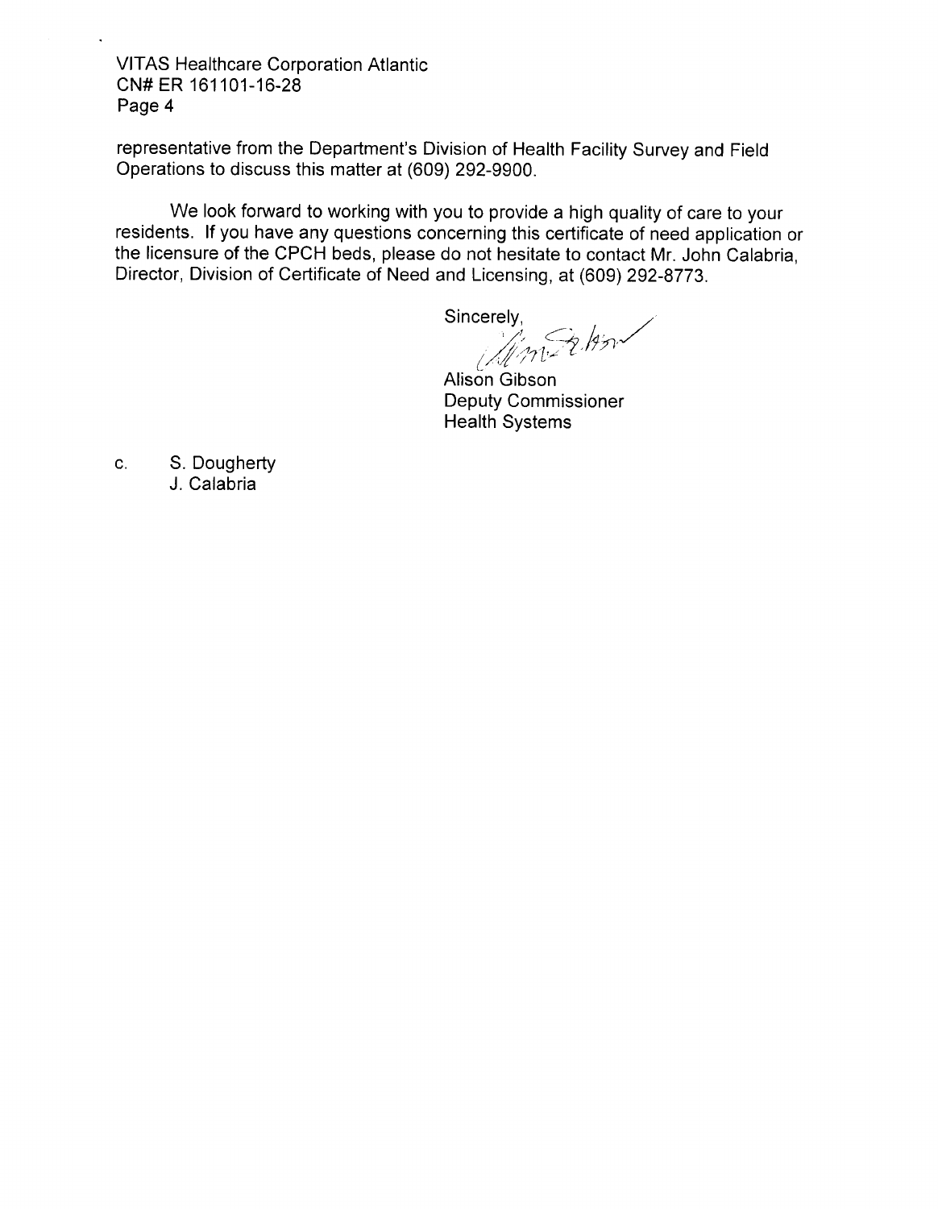VITAS Healthcare Corporation Atlantic
CN# ER 161101-16-28

representative from the Department's Division of Health Facility Survey and Field Operations to discuss this matter at (609) 292-9900.

We look forward to working with you to provide a high quality of care to your residents. If you have any questions concerning this certificate of need application or the licensure of the CPCH beds, please do not hesitate to contact Mr. John Calabria, Director, Division of Certificate of Need and Licensing, at (609) 292-8773.

Sincerely,

Alison Gibson
Deputy Commissioner
Health Systems

c. S. Dougherty
J. Calabria